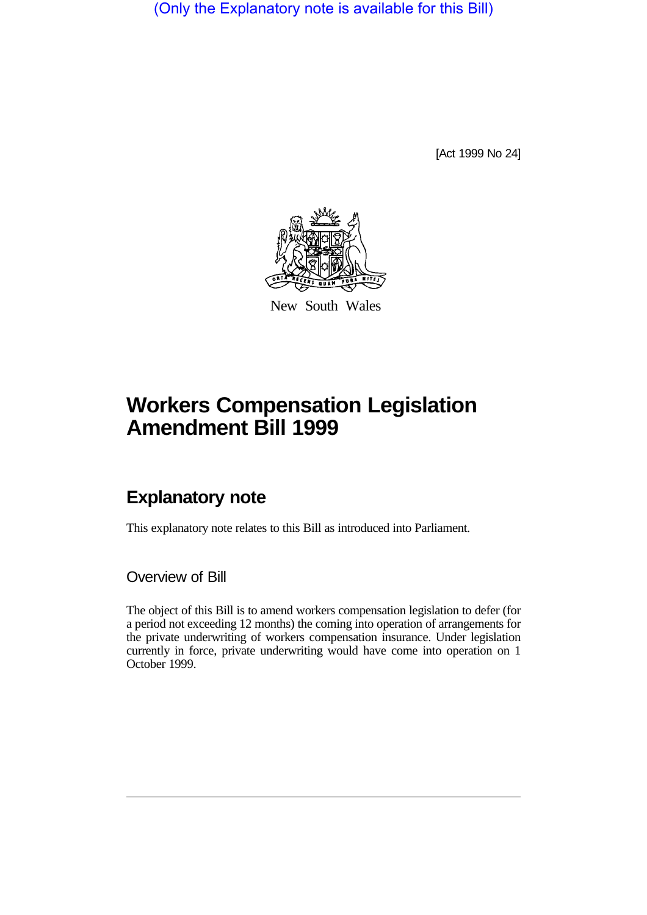(Only the Explanatory note is available for this Bill)

[Act 1999 No 24]

New South Wales

# Workers Compensation Legislation Amendment Bill 1999

## Explanatory note

This explanatory note relates to this Bill as introduced into Parliament.

### Overview of Bill

The object of this Bill is to amend workers compensation legislation to defer (for a period not exceeding 12 months) the coming into operation of arrangements for the private underwriting of workers compensation insurance. Under legislation currently in force, private underwriting would have come into operation on 1 October 1999.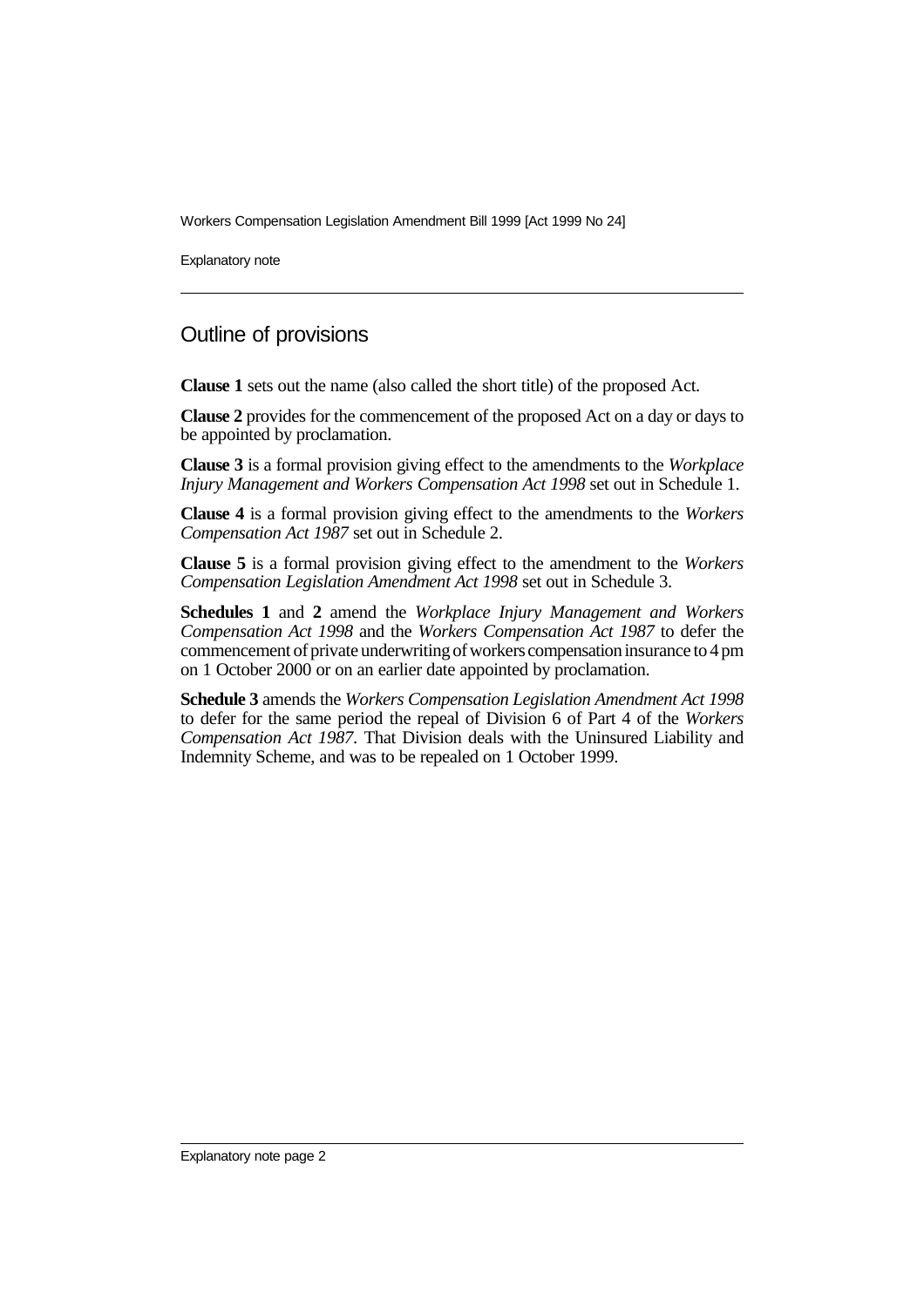## Outline of provisions

**Clause 1** sets out the name (also called the short title) of the proposed Act.

**Clause 2** provides for the commencement of the proposed Act on a day or days to be appointed by proclamation.

**Clause 3** is a formal provision giving effect to the amendments to the *Workplace Injury Management and Workers Compensation Act 1998* set out in Schedule 1.

**Clause 4** is a formal provision giving effect to the amendments to the *Workers Compensation Act 1987* set out in Schedule 2.

**Clause 5** is a formal provision giving effect to the amendment to the *Workers Compensation Legislation Amendment Act 1998* set out in Schedule 3.

**Schedules 1** and **2** amend the *Workplace Injury Management and Workers Compensation Act 1998* and the *Workers Compensation Act 1987* to defer the commencement of private underwriting of workers compensation insurance to 4 pm on 1 October 2000 or on an earlier date appointed by proclamation.

**Schedule 3** amends the *Workers Compensation Legislation Amendment Act 1998* to defer for the same period the repeal of Division 6 of Part 4 of the *Workers Compensation Act 1987*. That Division deals with the Uninsured Liability and Indemnity Scheme, and was to be repealed on 1 October 1999.